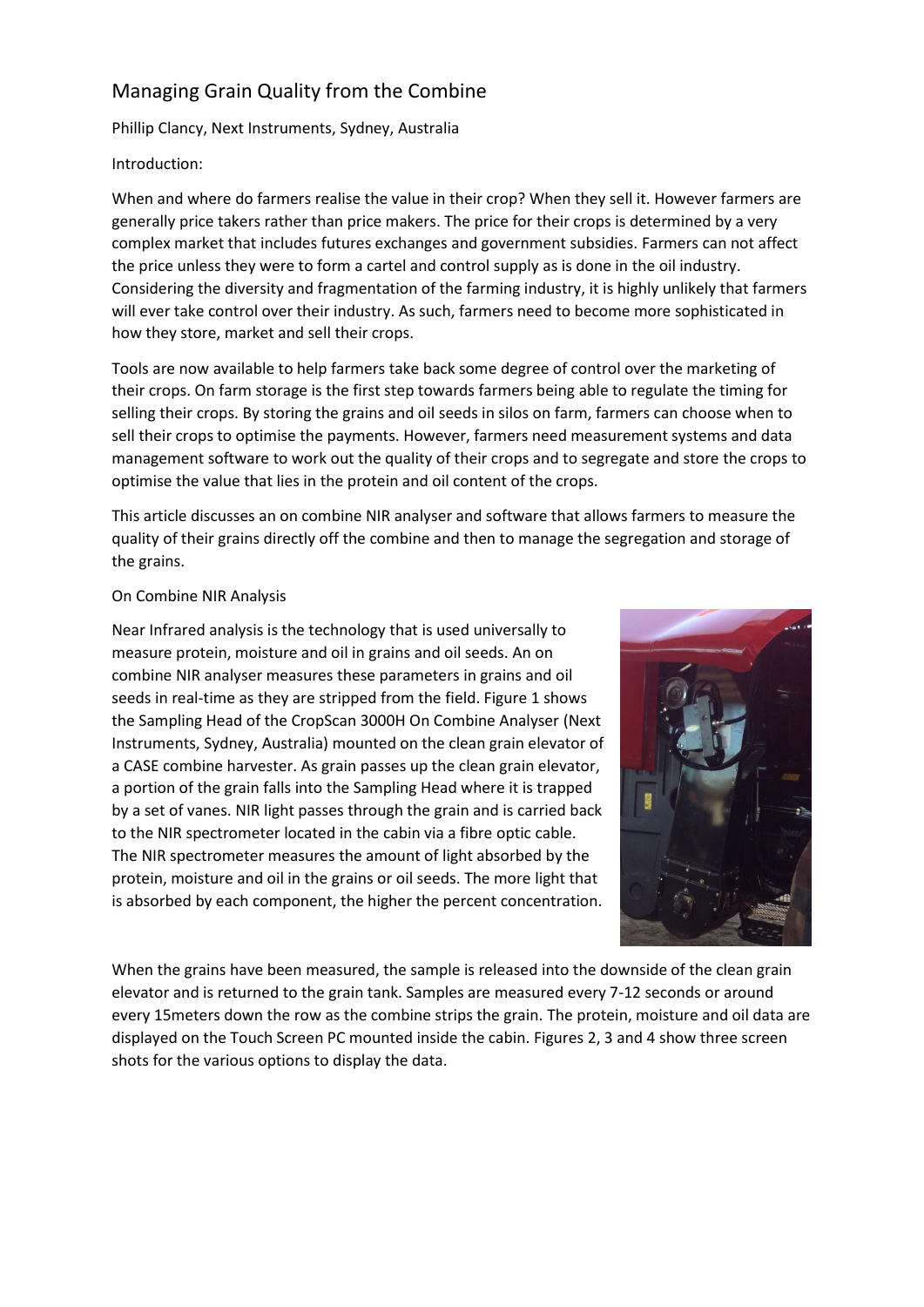# Managing Grain Quality from the Combine

Phillip Clancy, Next Instruments, Sydney, Australia

## Introduction:

When and where do farmers realise the value in their crop? When they sell it. However farmers are generally price takers rather than price makers. The price for their crops is determined by a very complex market that includes futures exchanges and government subsidies. Farmers can not affect the price unless they were to form a cartel and control supply as is done in the oil industry. Considering the diversity and fragmentation of the farming industry, it is highly unlikely that farmers will ever take control over their industry. As such, farmers need to become more sophisticated in how they store, market and sell their crops.

Tools are now available to help farmers take back some degree of control over the marketing of their crops. On farm storage is the first step towards farmers being able to regulate the timing for selling their crops. By storing the grains and oil seeds in silos on farm, farmers can choose when to sell their crops to optimise the payments. However, farmers need measurement systems and data management software to work out the quality of their crops and to segregate and store the crops to optimise the value that lies in the protein and oil content of the crops.

This article discusses an on combine NIR analyser and software that allows farmers to measure the quality of their grains directly off the combine and then to manage the segregation and storage of the grains.

## On Combine NIR Analysis

Near Infrared analysis is the technology that is used universally to measure protein, moisture and oil in grains and oil seeds. An on combine NIR analyser measures these parameters in grains and oil seeds in real-time as they are stripped from the field. Figure 1 shows the Sampling Head of the CropScan 3000H On Combine Analyser (Next Instruments, Sydney, Australia) mounted on the clean grain elevator of a CASE combine harvester. As grain passes up the clean grain elevator, a portion of the grain falls into the Sampling Head where it is trapped by a set of vanes. NIR light passes through the grain and is carried back to the NIR spectrometer located in the cabin via a fibre optic cable. The NIR spectrometer measures the amount of light absorbed by the protein, moisture and oil in the grains or oil seeds. The more light that is absorbed by each component, the higher the percent concentration.

When the grains have been measured, the sample is released into the downside of the clean grain elevator and is returned to the grain tank. Samples are measured every 7-12 seconds or around every 15meters down the row as the combine strips the grain. The protein, moisture and oil data are displayed on the Touch Screen PC mounted inside the cabin. Figures 2, 3 and 4 show three screen shots for the various options to display the data.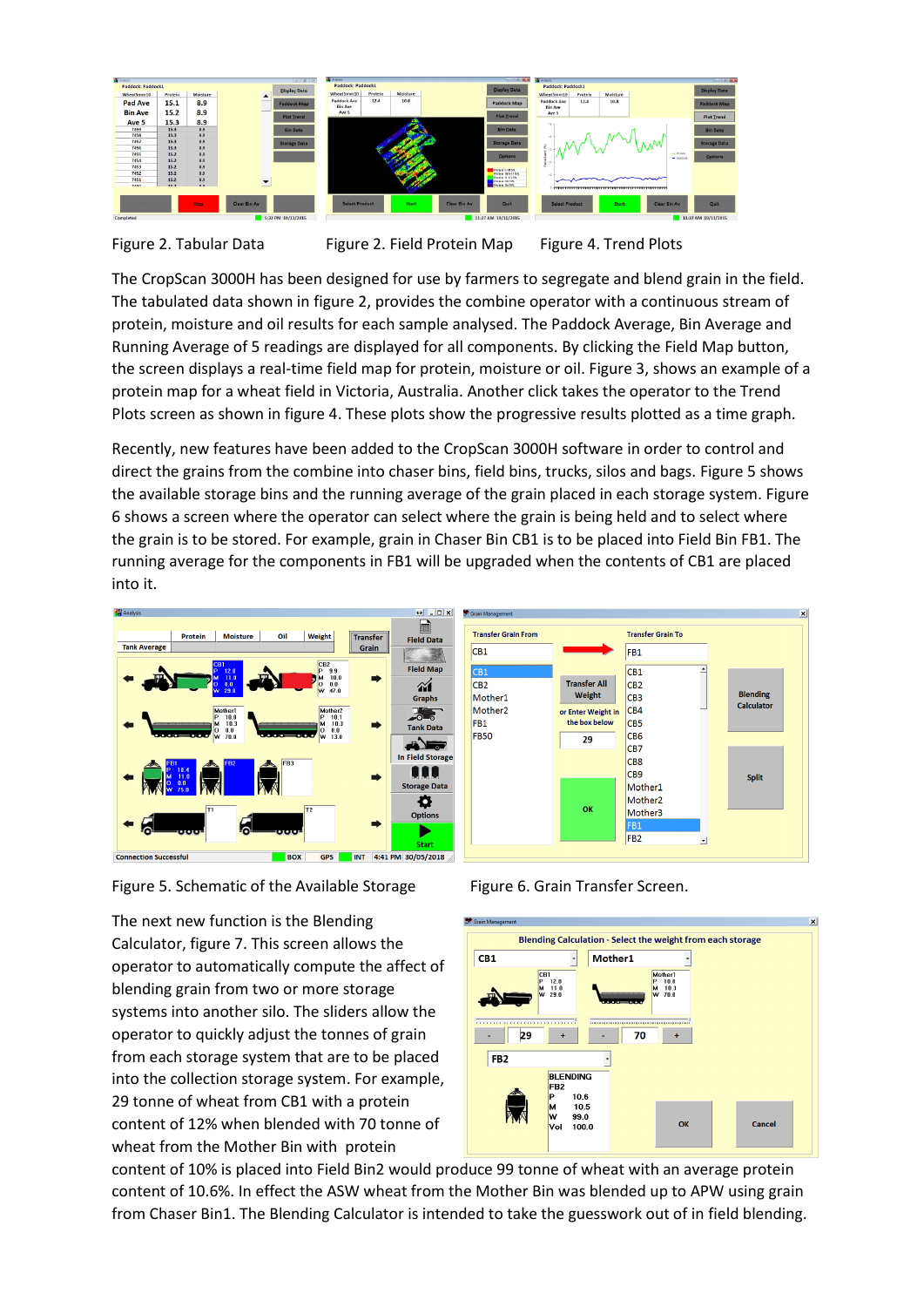Figure 2. Tabular Data Figure 2. Field Protein Map Figure 4. Trend Plots

The CropScan 3000H has been designed for use by farmers to segregate and blend grain in the field. The tabulated data shown in figure 2, provides the combine operator with a continuous stream of protein, moisture and oil results for each sample analysed. The Paddock Average, Bin Average and Running Average of 5 readings are displayed for all components. By clicking the Field Map button, the screen displays a real-time field map for protein, moisture or oil. Figure 3, shows an example of a protein map for a wheat field in Victoria, Australia. Another click takes the operator to the Trend Plots screen as shown in figure 4. These plots show the progressive results plotted as a time graph.

Recently, new features have been added to the CropScan 3000H software in order to control and direct the grains from the combine into chaser bins, field bins, trucks, silos and bags. Figure 5 shows the available storage bins and the running average of the grain placed in each storage system. Figure 6 shows a screen where the operator can select where the grain is being held and to select where the grain is to be stored. For example, grain in Chaser Bin CB1 is to be placed into Field Bin FB1. The running average for the components in FB1 will be upgraded when the contents of CB1 are placed into it.

Figure 5. Schematic of the Available Storage

Figure 6. Grain Transfer Screen.

The next new function is the Blending Calculator, figure 7. This screen allows the operator to automatically compute the affect of blending grain from two or more storage systems into another silo. The sliders allow the operator to quickly adjust the tonnes of grain from each storage system that are to be placed into the collection storage system. For example, 29 tonne of wheat from CB1 with a protein content of 12% when blended with 70 tonne of wheat from the Mother Bin with protein content of 10% is placed into Field Bin2 would produce 99 tonne of wheat with an average protein content of 10.6%. In effect the ASW wheat from the Mother Bin was blended up to APW using grain from Chaser Bin1. The Blending Calculator is intended to take the guesswork out of in field blending.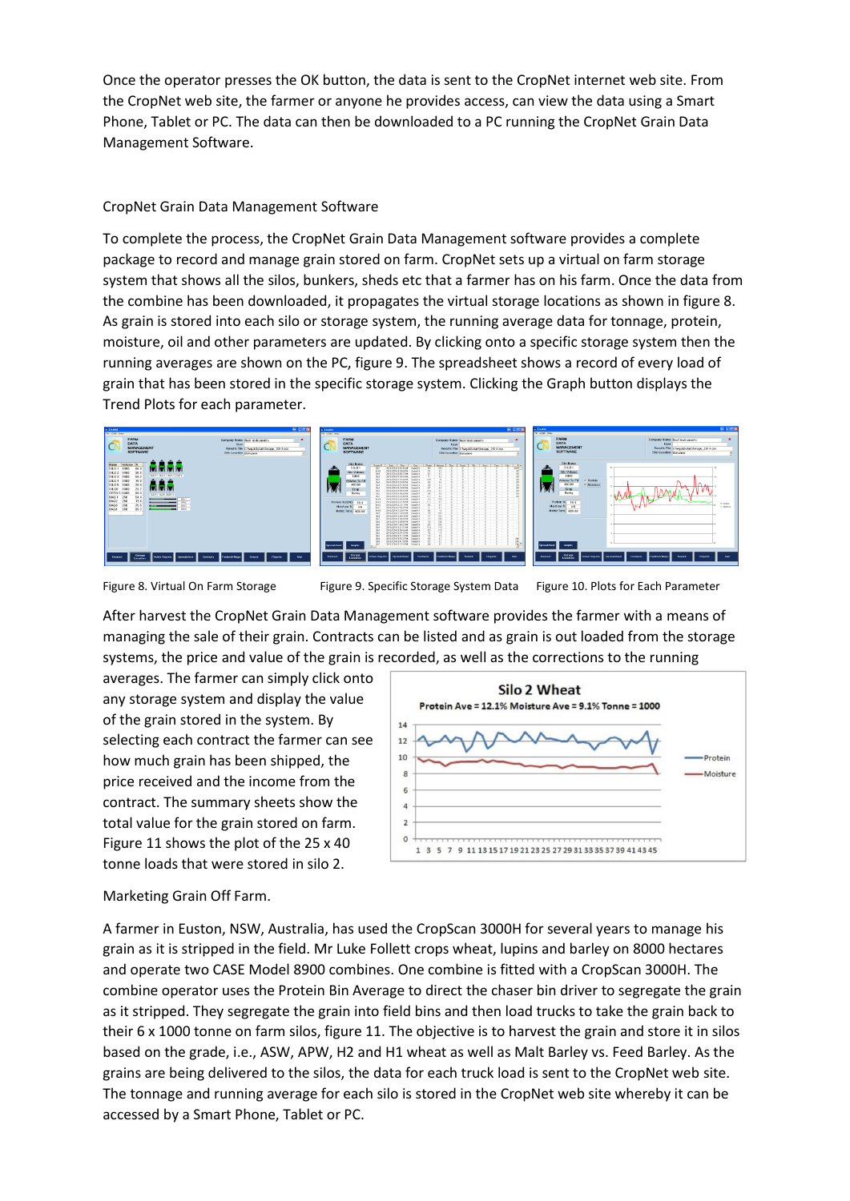Once the operator presses the OK button, the data is sent to the CropNet internet web site. From the CropNet web site, the farmer or anyone he provides access, can view the data using a Smart Phone, Tablet or PC. The data can then be downloaded to a PC running the CropNet Grain Data Management Software.

## CropNet Grain Data Management Software

To complete the process, the CropNet Grain Data Management software provides a complete package to record and manage grain stored on farm. CropNet sets up a virtual on farm storage system that shows all the silos, bunkers, sheds etc that a farmer has on his farm. Once the data from the combine has been downloaded, it propagates the virtual storage locations as shown in figure 8. As grain is stored into each silo or storage system, the running average data for tonnage, protein, moisture, oil and other parameters are updated. By clicking onto a specific storage system then the running averages are shown on the PC, figure 9. The spreadsheet shows a record of every load of grain that has been stored in the specific storage system. Clicking the Graph button displays the Trend Plots for each parameter.

Figure 8. Virtual On Farm Storage

Figure 9. Specific Storage System Data

Figure 10. Plots for Each Parameter

After harvest the CropNet Grain Data Management software provides the farmer with a means of managing the sale of their grain. Contracts can be listed and as grain is out loaded from the storage systems, the price and value of the grain is recorded, as well as the corrections to the running averages. The farmer can simply click onto any storage system and display the value of the grain stored in the system. By selecting each contract the farmer can see how much grain has been shipped, the price received and the income from the contract. The summary sheets show the total value for the grain stored on farm. Figure 11 shows the plot of the 25 x 40 tonne loads that were stored in silo 2.

## Marketing Grain Off Farm.

A farmer in Euston, NSW, Australia, has used the CropScan 3000H for several years to manage his grain as it is stripped in the field. Mr Luke Follett crops wheat, lupins and barley on 8000 hectares and operate two CASE Model 8900 combines. One combine is fitted with a CropScan 3000H. The combine operator uses the Protein Bin Average to direct the chaser bin driver to segregate the grain as it stripped. They segregate the grain into field bins and then load trucks to take the grain back to their 6 x 1000 tonne on farm silos, figure 11. The objective is to harvest the grain and store it in silos based on the grade, i.e., ASW, APW, H2 and H1 wheat as well as Malt Barley vs. Feed Barley. As the grains are being delivered to the silos, the data for each truck load is sent to the CropNet web site. The tonnage and running average for each silo is stored in the CropNet web site whereby it can be accessed by a Smart Phone, Tablet or PC.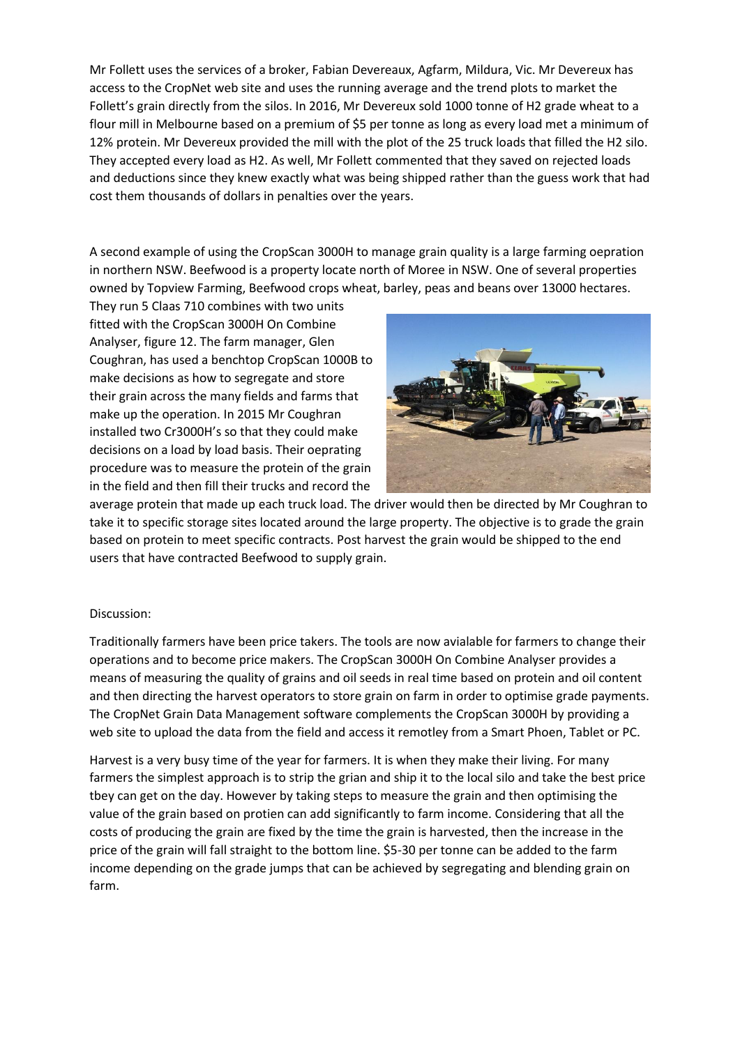Mr Follett uses the services of a broker, Fabian Devereaux, Agfarm, Mildura, Vic. Mr Devereux has access to the CropNet web site and uses the running average and the trend plots to market the Follett's grain directly from the silos. In 2016, Mr Devereux sold 1000 tonne of H2 grade wheat to a flour mill in Melbourne based on a premium of $5 per tonne as long as every load met a minimum of 12% protein. Mr Devereux provided the mill with the plot of the 25 truck loads that filled the H2 silo. They accepted every load as H2. As well, Mr Follett commented that they saved on rejected loads and deductions since they knew exactly what was being shipped rather than the guess work that had cost them thousands of dollars in penalties over the years.

A second example of using the CropScan 3000H to manage grain quality is a large farming oepration in northern NSW. Beefwood is a property locate north of Moree in NSW. One of several properties owned by Topview Farming, Beefwood crops wheat, barley, peas and beans over 13000 hectares. They run 5 Claas 710 combines with two units fitted with the CropScan 3000H On Combine Analyser, figure 12. The farm manager, Glen Coughran, has used a benchtop CropScan 1000B to make decisions as how to segregate and store their grain across the many fields and farms that make up the operation. In 2015 Mr Coughran installed two Cr3000H's so that they could make decisions on a load by load basis. Their oeprating procedure was to measure the protein of the grain in the field and then fill their trucks and record the average protein that made up each truck load. The driver would then be directed by Mr Coughran to take it to specific storage sites located around the large property. The objective is to grade the grain based on protein to meet specific contracts. Post harvest the grain would be shipped to the end users that have contracted Beefwood to supply grain.

Discussion:

Traditionally farmers have been price takers. The tools are now avialable for farmers to change their operations and to become price makers. The CropScan 3000H On Combine Analyser provides a means of measuring the quality of grains and oil seeds in real time based on protein and oil content and then directing the harvest operators to store grain on farm in order to optimise grade payments. The CropNet Grain Data Management software complements the CropScan 3000H by providing a web site to upload the data from the field and access it remotley from a Smart Phoen, Tablet or PC.

Harvest is a very busy time of the year for farmers. It is when they make their living. For many farmers the simplest approach is to strip the grian and ship it to the local silo and take the best price tbey can get on the day. However by taking steps to measure the grain and then optimising the value of the grain based on protien can add significantly to farm income. Considering that all the costs of producing the grain are fixed by the time the grain is harvested, then the increase in the price of the grain will fall straight to the bottom line. $5-30 per tonne can be added to the farm income depending on the grade jumps that can be achieved by segregating and blending grain on farm.